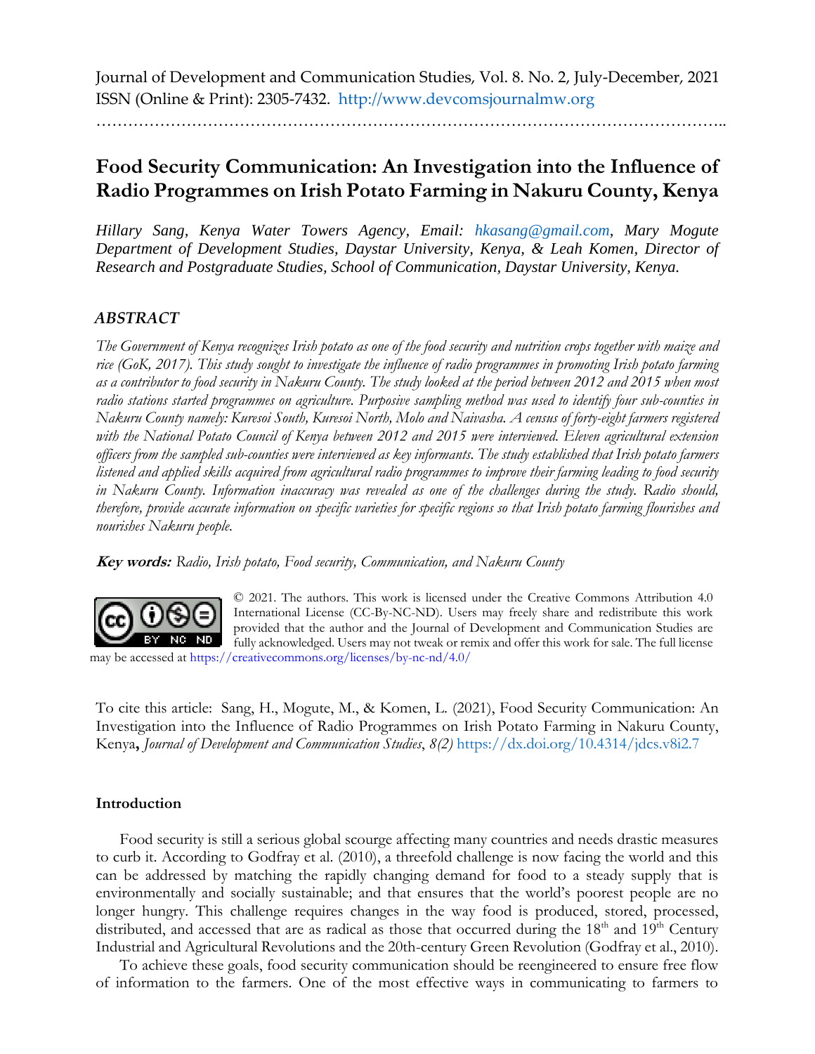Journal of Development and Communication Studies, Vol. 8. No. 2, July-December, 2021
ISSN (Online & Print): 2305-7432. http://www.devcomsjournalmw.org

# Food Security Communication: An Investigation into the Influence of Radio Programmes on Irish Potato Farming in Nakuru County, Kenya

*Hillary Sang, Kenya Water Towers Agency, Email: hkasang@gmail.com, Mary Mogute Department of Development Studies, Daystar University, Kenya, & Leah Komen, Director of Research and Postgraduate Studies, School of Communication, Daystar University, Kenya.*

## ABSTRACT

*The Government of Kenya recognizes Irish potato as one of the food security and nutrition crops together with maize and rice (GoK, 2017). This study sought to investigate the influence of radio programmes in promoting Irish potato farming as a contributor to food security in Nakuru County. The study looked at the period between 2012 and 2015 when most radio stations started programmes on agriculture. Purposive sampling method was used to identify four sub-counties in Nakuru County namely: Kuresoi South, Kuresoi North, Molo and Naivasha. A census of forty-eight farmers registered with the National Potato Council of Kenya between 2012 and 2015 were interviewed. Eleven agricultural extension officers from the sampled sub-counties were interviewed as key informants. The study established that Irish potato farmers listened and applied skills acquired from agricultural radio programmes to improve their farming leading to food security in Nakuru County. Information inaccuracy was revealed as one of the challenges during the study. Radio should, therefore, provide accurate information on specific varieties for specific regions so that Irish potato farming flourishes and nourishes Nakuru people.*

**Key words:** *Radio, Irish potato, Food security, Communication, and Nakuru County*

© 2021. The authors. This work is licensed under the Creative Commons Attribution 4.0 International License (CC-By-NC-ND). Users may freely share and redistribute this work provided that the author and the Journal of Development and Communication Studies are fully acknowledged. Users may not tweak or remix and offer this work for sale. The full license may be accessed at https://creativecommons.org/licenses/by-nc-nd/4.0/

To cite this article: Sang, H., Mogute, M., & Komen, L. (2021), Food Security Communication: An Investigation into the Influence of Radio Programmes on Irish Potato Farming in Nakuru County, Kenya, *Journal of Development and Communication Studies*, *8(2)* https://dx.doi.org/10.4314/jdcs.v8i2.7

## Introduction

Food security is still a serious global scourge affecting many countries and needs drastic measures to curb it. According to Godfray et al. (2010), a threefold challenge is now facing the world and this can be addressed by matching the rapidly changing demand for food to a steady supply that is environmentally and socially sustainable; and that ensures that the world's poorest people are no longer hungry. This challenge requires changes in the way food is produced, stored, processed, distributed, and accessed that are as radical as those that occurred during the 18th and 19th Century Industrial and Agricultural Revolutions and the 20th-century Green Revolution (Godfray et al., 2010).

To achieve these goals, food security communication should be reengineered to ensure free flow of information to the farmers. One of the most effective ways in communicating to farmers to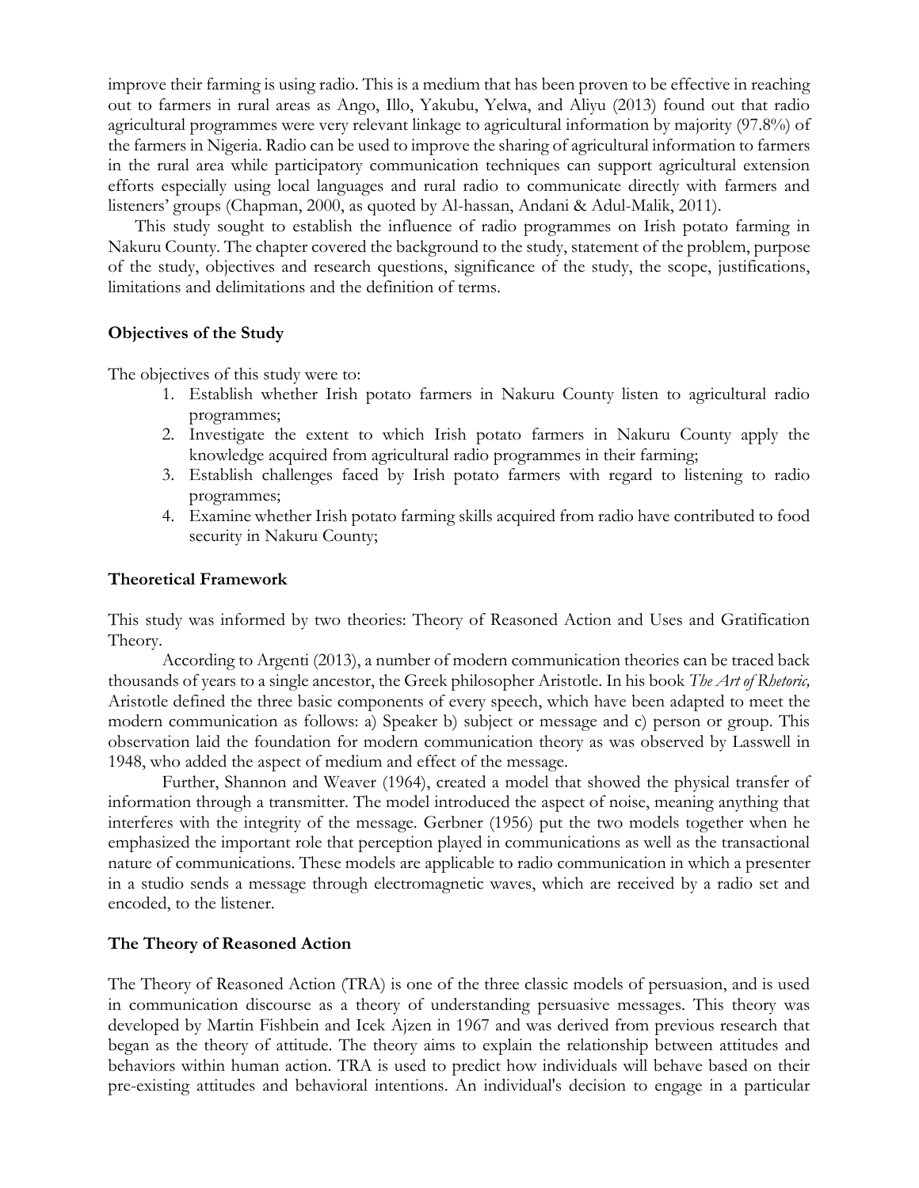improve their farming is using radio. This is a medium that has been proven to be effective in reaching out to farmers in rural areas as Ango, Illo, Yakubu, Yelwa, and Aliyu (2013) found out that radio agricultural programmes were very relevant linkage to agricultural information by majority (97.8%) of the farmers in Nigeria. Radio can be used to improve the sharing of agricultural information to farmers in the rural area while participatory communication techniques can support agricultural extension efforts especially using local languages and rural radio to communicate directly with farmers and listeners' groups (Chapman, 2000, as quoted by Al-hassan, Andani & Adul-Malik, 2011).

This study sought to establish the influence of radio programmes on Irish potato farming in Nakuru County. The chapter covered the background to the study, statement of the problem, purpose of the study, objectives and research questions, significance of the study, the scope, justifications, limitations and delimitations and the definition of terms.

## Objectives of the Study

The objectives of this study were to:

1. Establish whether Irish potato farmers in Nakuru County listen to agricultural radio programmes;
2. Investigate the extent to which Irish potato farmers in Nakuru County apply the knowledge acquired from agricultural radio programmes in their farming;
3. Establish challenges faced by Irish potato farmers with regard to listening to radio programmes;
4. Examine whether Irish potato farming skills acquired from radio have contributed to food security in Nakuru County;

## Theoretical Framework

This study was informed by two theories: Theory of Reasoned Action and Uses and Gratification Theory.

According to Argenti (2013), a number of modern communication theories can be traced back thousands of years to a single ancestor, the Greek philosopher Aristotle. In his book *The Art of Rhetoric,* Aristotle defined the three basic components of every speech, which have been adapted to meet the modern communication as follows: a) Speaker b) subject or message and c) person or group. This observation laid the foundation for modern communication theory as was observed by Lasswell in 1948, who added the aspect of medium and effect of the message.

Further, Shannon and Weaver (1964), created a model that showed the physical transfer of information through a transmitter. The model introduced the aspect of noise, meaning anything that interferes with the integrity of the message. Gerbner (1956) put the two models together when he emphasized the important role that perception played in communications as well as the transactional nature of communications. These models are applicable to radio communication in which a presenter in a studio sends a message through electromagnetic waves, which are received by a radio set and encoded, to the listener.

## The Theory of Reasoned Action

The Theory of Reasoned Action (TRA) is one of the three classic models of persuasion, and is used in communication discourse as a theory of understanding persuasive messages. This theory was developed by Martin Fishbein and Icek Ajzen in 1967 and was derived from previous research that began as the theory of attitude. The theory aims to explain the relationship between attitudes and behaviors within human action. TRA is used to predict how individuals will behave based on their pre-existing attitudes and behavioral intentions. An individual's decision to engage in a particular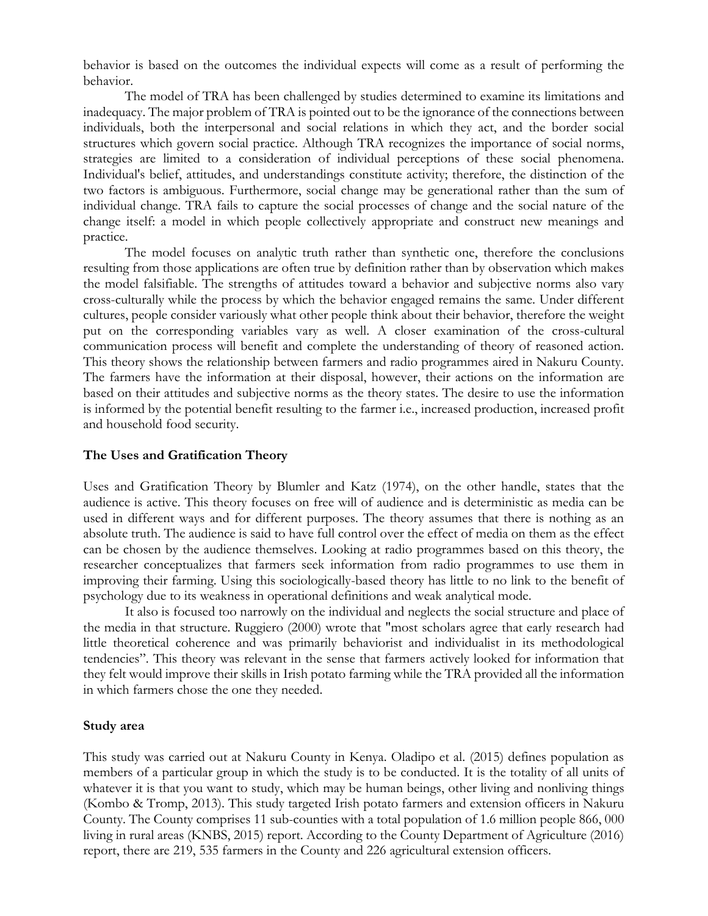behavior is based on the outcomes the individual expects will come as a result of performing the behavior.

The model of TRA has been challenged by studies determined to examine its limitations and inadequacy. The major problem of TRA is pointed out to be the ignorance of the connections between individuals, both the interpersonal and social relations in which they act, and the border social structures which govern social practice. Although TRA recognizes the importance of social norms, strategies are limited to a consideration of individual perceptions of these social phenomena. Individual's belief, attitudes, and understandings constitute activity; therefore, the distinction of the two factors is ambiguous. Furthermore, social change may be generational rather than the sum of individual change. TRA fails to capture the social processes of change and the social nature of the change itself: a model in which people collectively appropriate and construct new meanings and practice.

The model focuses on analytic truth rather than synthetic one, therefore the conclusions resulting from those applications are often true by definition rather than by observation which makes the model falsifiable. The strengths of attitudes toward a behavior and subjective norms also vary cross-culturally while the process by which the behavior engaged remains the same. Under different cultures, people consider variously what other people think about their behavior, therefore the weight put on the corresponding variables vary as well. A closer examination of the cross-cultural communication process will benefit and complete the understanding of theory of reasoned action. This theory shows the relationship between farmers and radio programmes aired in Nakuru County. The farmers have the information at their disposal, however, their actions on the information are based on their attitudes and subjective norms as the theory states. The desire to use the information is informed by the potential benefit resulting to the farmer i.e., increased production, increased profit and household food security.

### The Uses and Gratification Theory

Uses and Gratification Theory by Blumler and Katz (1974), on the other handle, states that the audience is active. This theory focuses on free will of audience and is deterministic as media can be used in different ways and for different purposes. The theory assumes that there is nothing as an absolute truth. The audience is said to have full control over the effect of media on them as the effect can be chosen by the audience themselves. Looking at radio programmes based on this theory, the researcher conceptualizes that farmers seek information from radio programmes to use them in improving their farming. Using this sociologically-based theory has little to no link to the benefit of psychology due to its weakness in operational definitions and weak analytical mode.

It also is focused too narrowly on the individual and neglects the social structure and place of the media in that structure. Ruggiero (2000) wrote that "most scholars agree that early research had little theoretical coherence and was primarily behaviorist and individualist in its methodological tendencies". This theory was relevant in the sense that farmers actively looked for information that they felt would improve their skills in Irish potato farming while the TRA provided all the information in which farmers chose the one they needed.

### Study area

This study was carried out at Nakuru County in Kenya. Oladipo et al. (2015) defines population as members of a particular group in which the study is to be conducted. It is the totality of all units of whatever it is that you want to study, which may be human beings, other living and nonliving things (Kombo & Tromp, 2013). This study targeted Irish potato farmers and extension officers in Nakuru County. The County comprises 11 sub-counties with a total population of 1.6 million people 866, 000 living in rural areas (KNBS, 2015) report. According to the County Department of Agriculture (2016) report, there are 219, 535 farmers in the County and 226 agricultural extension officers.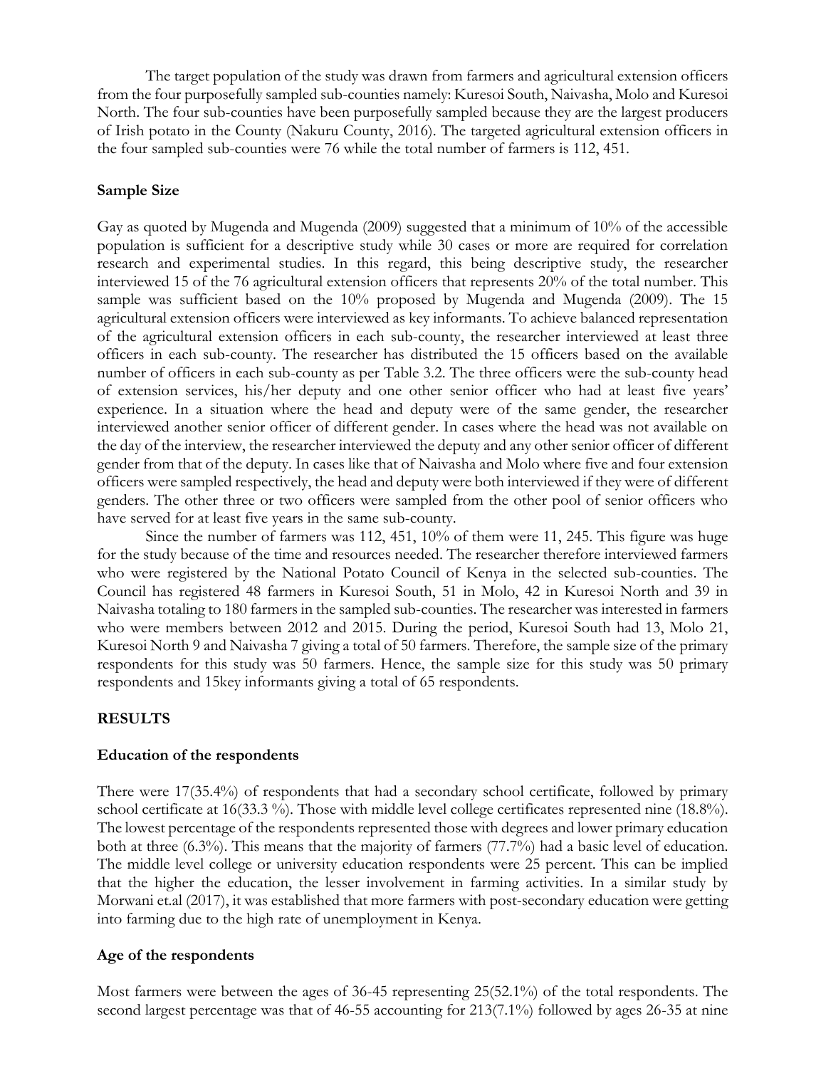The target population of the study was drawn from farmers and agricultural extension officers from the four purposefully sampled sub-counties namely: Kuresoi South, Naivasha, Molo and Kuresoi North. The four sub-counties have been purposefully sampled because they are the largest producers of Irish potato in the County (Nakuru County, 2016). The targeted agricultural extension officers in the four sampled sub-counties were 76 while the total number of farmers is 112, 451.

**Sample Size**

Gay as quoted by Mugenda and Mugenda (2009) suggested that a minimum of 10% of the accessible population is sufficient for a descriptive study while 30 cases or more are required for correlation research and experimental studies. In this regard, this being descriptive study, the researcher interviewed 15 of the 76 agricultural extension officers that represents 20% of the total number. This sample was sufficient based on the 10% proposed by Mugenda and Mugenda (2009). The 15 agricultural extension officers were interviewed as key informants. To achieve balanced representation of the agricultural extension officers in each sub-county, the researcher interviewed at least three officers in each sub-county. The researcher has distributed the 15 officers based on the available number of officers in each sub-county as per Table 3.2. The three officers were the sub-county head of extension services, his/her deputy and one other senior officer who had at least five years' experience. In a situation where the head and deputy were of the same gender, the researcher interviewed another senior officer of different gender. In cases where the head was not available on the day of the interview, the researcher interviewed the deputy and any other senior officer of different gender from that of the deputy. In cases like that of Naivasha and Molo where five and four extension officers were sampled respectively, the head and deputy were both interviewed if they were of different genders. The other three or two officers were sampled from the other pool of senior officers who have served for at least five years in the same sub-county.

Since the number of farmers was 112, 451, 10% of them were 11, 245. This figure was huge for the study because of the time and resources needed. The researcher therefore interviewed farmers who were registered by the National Potato Council of Kenya in the selected sub-counties. The Council has registered 48 farmers in Kuresoi South, 51 in Molo, 42 in Kuresoi North and 39 in Naivasha totaling to 180 farmers in the sampled sub-counties. The researcher was interested in farmers who were members between 2012 and 2015. During the period, Kuresoi South had 13, Molo 21, Kuresoi North 9 and Naivasha 7 giving a total of 50 farmers. Therefore, the sample size of the primary respondents for this study was 50 farmers. Hence, the sample size for this study was 50 primary respondents and 15key informants giving a total of 65 respondents.

**RESULTS**

**Education of the respondents**

There were 17(35.4%) of respondents that had a secondary school certificate, followed by primary school certificate at 16(33.3 %). Those with middle level college certificates represented nine (18.8%). The lowest percentage of the respondents represented those with degrees and lower primary education both at three (6.3%). This means that the majority of farmers (77.7%) had a basic level of education. The middle level college or university education respondents were 25 percent. This can be implied that the higher the education, the lesser involvement in farming activities. In a similar study by Morwani et.al (2017), it was established that more farmers with post-secondary education were getting into farming due to the high rate of unemployment in Kenya.

**Age of the respondents**

Most farmers were between the ages of 36-45 representing 25(52.1%) of the total respondents. The second largest percentage was that of 46-55 accounting for 213(7.1%) followed by ages 26-35 at nine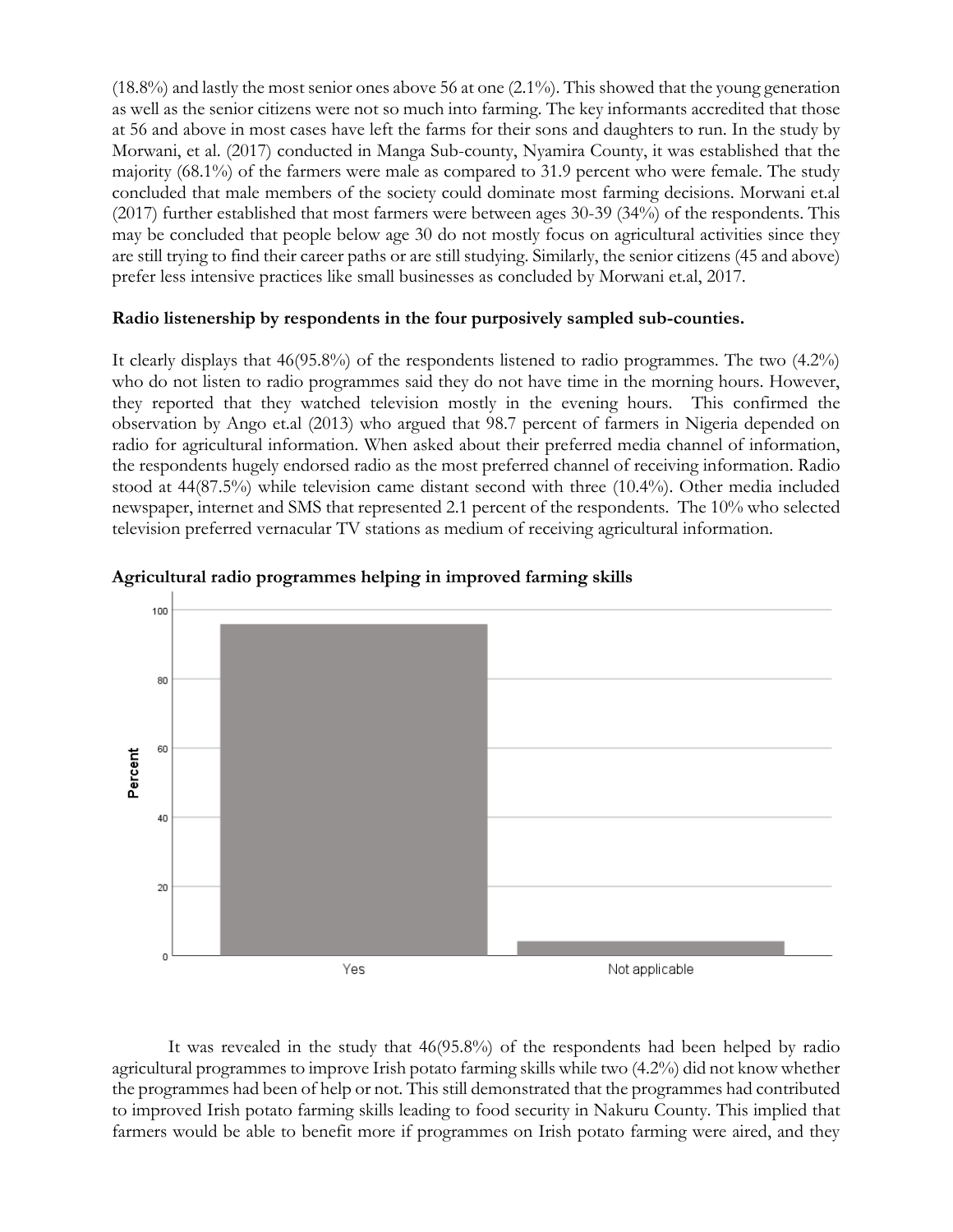(18.8%) and lastly the most senior ones above 56 at one (2.1%). This showed that the young generation as well as the senior citizens were not so much into farming. The key informants accredited that those at 56 and above in most cases have left the farms for their sons and daughters to run. In the study by Morwani, et al. (2017) conducted in Manga Sub-county, Nyamira County, it was established that the majority (68.1%) of the farmers were male as compared to 31.9 percent who were female. The study concluded that male members of the society could dominate most farming decisions. Morwani et.al (2017) further established that most farmers were between ages 30-39 (34%) of the respondents. This may be concluded that people below age 30 do not mostly focus on agricultural activities since they are still trying to find their career paths or are still studying. Similarly, the senior citizens (45 and above) prefer less intensive practices like small businesses as concluded by Morwani et.al, 2017.

**Radio listenership by respondents in the four purposively sampled sub-counties.**

It clearly displays that 46(95.8%) of the respondents listened to radio programmes. The two (4.2%) who do not listen to radio programmes said they do not have time in the morning hours. However, they reported that they watched television mostly in the evening hours. This confirmed the observation by Ango et.al (2013) who argued that 98.7 percent of farmers in Nigeria depended on radio for agricultural information. When asked about their preferred media channel of information, the respondents hugely endorsed radio as the most preferred channel of receiving information. Radio stood at 44(87.5%) while television came distant second with three (10.4%). Other media included newspaper, internet and SMS that represented 2.1 percent of the respondents. The 10% who selected television preferred vernacular TV stations as medium of receiving agricultural information.

**Agricultural radio programmes helping in improved farming skills**

It was revealed in the study that 46(95.8%) of the respondents had been helped by radio agricultural programmes to improve Irish potato farming skills while two (4.2%) did not know whether the programmes had been of help or not. This still demonstrated that the programmes had contributed to improved Irish potato farming skills leading to food security in Nakuru County. This implied that farmers would be able to benefit more if programmes on Irish potato farming were aired, and they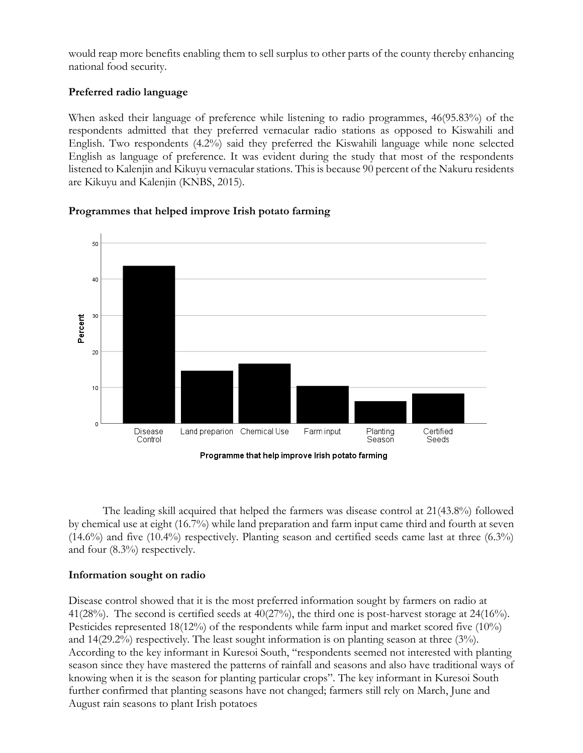would reap more benefits enabling them to sell surplus to other parts of the county thereby enhancing national food security.

**Preferred radio language**

When asked their language of preference while listening to radio programmes, 46(95.83%) of the respondents admitted that they preferred vernacular radio stations as opposed to Kiswahili and English. Two respondents (4.2%) said they preferred the Kiswahili language while none selected English as language of preference. It was evident during the study that most of the respondents listened to Kalenjin and Kikuyu vernacular stations. This is because 90 percent of the Nakuru residents are Kikuyu and Kalenjin (KNBS, 2015).

**Programmes that helped improve Irish potato farming**

Percent

50

40

30

20

10

0

Disease Control

Land preparion

Chemical Use

Farm input

Planting Season

Certified Seeds

Programme that help improve Irish potato farming

The leading skill acquired that helped the farmers was disease control at 21(43.8%) followed by chemical use at eight (16.7%) while land preparation and farm input came third and fourth at seven (14.6%) and five (10.4%) respectively. Planting season and certified seeds came last at three (6.3%) and four (8.3%) respectively.

**Information sought on radio**

Disease control showed that it is the most preferred information sought by farmers on radio at 41(28%). The second is certified seeds at 40(27%), the third one is post-harvest storage at 24(16%). Pesticides represented 18(12%) of the respondents while farm input and market scored five (10%) and 14(29.2%) respectively. The least sought information is on planting season at three (3%). According to the key informant in Kuresoi South, "respondents seemed not interested with planting season since they have mastered the patterns of rainfall and seasons and also have traditional ways of knowing when it is the season for planting particular crops". The key informant in Kuresoi South further confirmed that planting seasons have not changed; farmers still rely on March, June and August rain seasons to plant Irish potatoes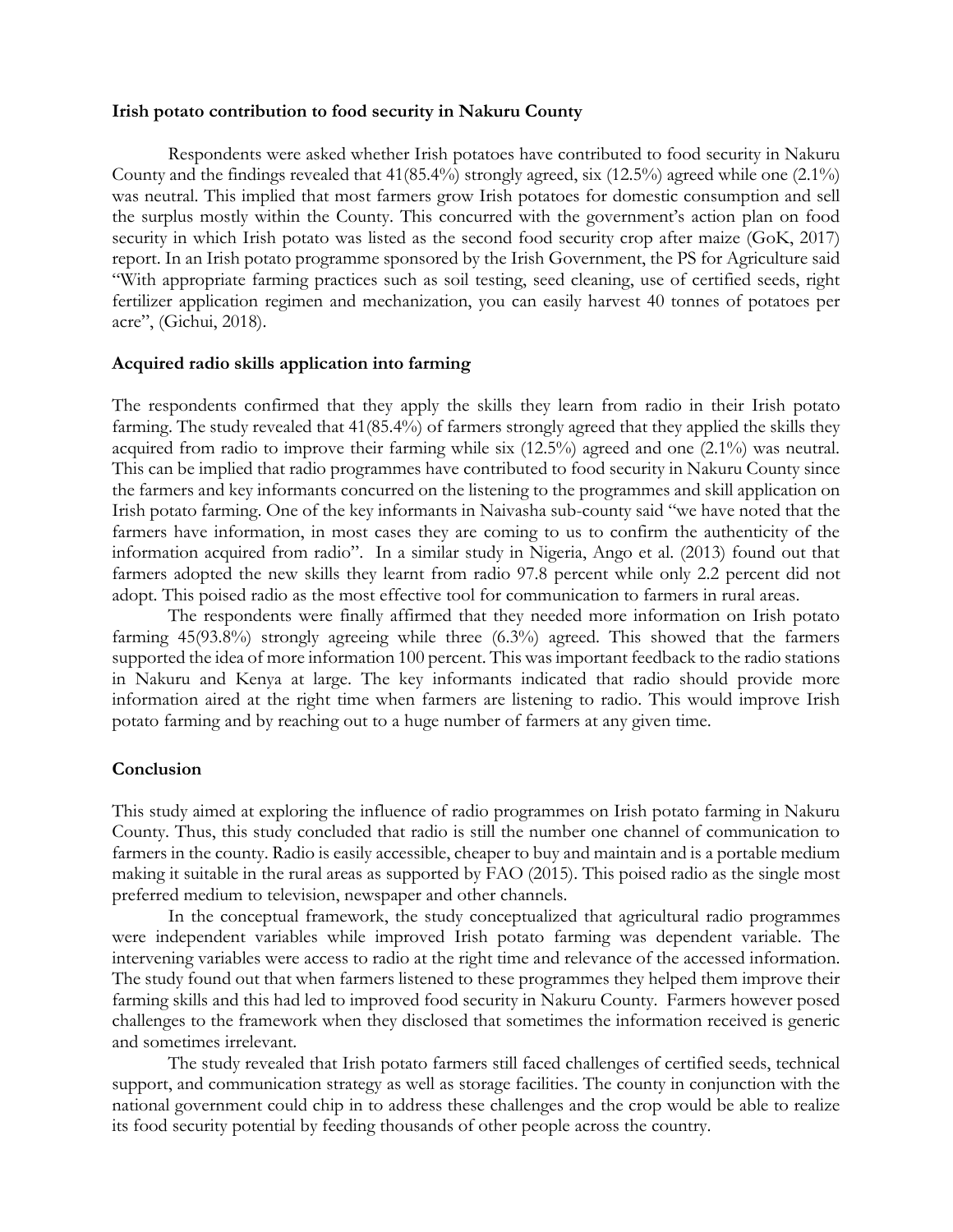### Irish potato contribution to food security in Nakuru County

Respondents were asked whether Irish potatoes have contributed to food security in Nakuru County and the findings revealed that 41(85.4%) strongly agreed, six (12.5%) agreed while one (2.1%) was neutral. This implied that most farmers grow Irish potatoes for domestic consumption and sell the surplus mostly within the County. This concurred with the government's action plan on food security in which Irish potato was listed as the second food security crop after maize (GoK, 2017) report. In an Irish potato programme sponsored by the Irish Government, the PS for Agriculture said "With appropriate farming practices such as soil testing, seed cleaning, use of certified seeds, right fertilizer application regimen and mechanization, you can easily harvest 40 tonnes of potatoes per acre", (Gichui, 2018).

### Acquired radio skills application into farming

The respondents confirmed that they apply the skills they learn from radio in their Irish potato farming. The study revealed that 41(85.4%) of farmers strongly agreed that they applied the skills they acquired from radio to improve their farming while six (12.5%) agreed and one (2.1%) was neutral. This can be implied that radio programmes have contributed to food security in Nakuru County since the farmers and key informants concurred on the listening to the programmes and skill application on Irish potato farming. One of the key informants in Naivasha sub-county said "we have noted that the farmers have information, in most cases they are coming to us to confirm the authenticity of the information acquired from radio". In a similar study in Nigeria, Ango et al. (2013) found out that farmers adopted the new skills they learnt from radio 97.8 percent while only 2.2 percent did not adopt. This poised radio as the most effective tool for communication to farmers in rural areas.

The respondents were finally affirmed that they needed more information on Irish potato farming 45(93.8%) strongly agreeing while three (6.3%) agreed. This showed that the farmers supported the idea of more information 100 percent. This was important feedback to the radio stations in Nakuru and Kenya at large. The key informants indicated that radio should provide more information aired at the right time when farmers are listening to radio. This would improve Irish potato farming and by reaching out to a huge number of farmers at any given time.

### Conclusion

This study aimed at exploring the influence of radio programmes on Irish potato farming in Nakuru County. Thus, this study concluded that radio is still the number one channel of communication to farmers in the county. Radio is easily accessible, cheaper to buy and maintain and is a portable medium making it suitable in the rural areas as supported by FAO (2015). This poised radio as the single most preferred medium to television, newspaper and other channels.

In the conceptual framework, the study conceptualized that agricultural radio programmes were independent variables while improved Irish potato farming was dependent variable. The intervening variables were access to radio at the right time and relevance of the accessed information. The study found out that when farmers listened to these programmes they helped them improve their farming skills and this had led to improved food security in Nakuru County. Farmers however posed challenges to the framework when they disclosed that sometimes the information received is generic and sometimes irrelevant.

The study revealed that Irish potato farmers still faced challenges of certified seeds, technical support, and communication strategy as well as storage facilities. The county in conjunction with the national government could chip in to address these challenges and the crop would be able to realize its food security potential by feeding thousands of other people across the country.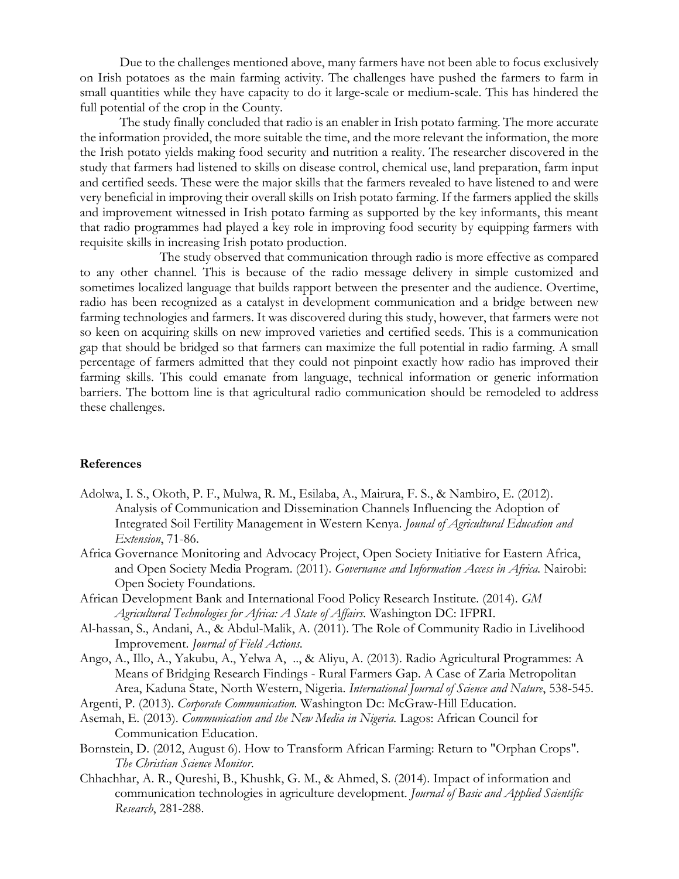Due to the challenges mentioned above, many farmers have not been able to focus exclusively on Irish potatoes as the main farming activity. The challenges have pushed the farmers to farm in small quantities while they have capacity to do it large-scale or medium-scale. This has hindered the full potential of the crop in the County.

The study finally concluded that radio is an enabler in Irish potato farming. The more accurate the information provided, the more suitable the time, and the more relevant the information, the more the Irish potato yields making food security and nutrition a reality. The researcher discovered in the study that farmers had listened to skills on disease control, chemical use, land preparation, farm input and certified seeds. These were the major skills that the farmers revealed to have listened to and were very beneficial in improving their overall skills on Irish potato farming. If the farmers applied the skills and improvement witnessed in Irish potato farming as supported by the key informants, this meant that radio programmes had played a key role in improving food security by equipping farmers with requisite skills in increasing Irish potato production.

The study observed that communication through radio is more effective as compared to any other channel. This is because of the radio message delivery in simple customized and sometimes localized language that builds rapport between the presenter and the audience. Overtime, radio has been recognized as a catalyst in development communication and a bridge between new farming technologies and farmers. It was discovered during this study, however, that farmers were not so keen on acquiring skills on new improved varieties and certified seeds. This is a communication gap that should be bridged so that farmers can maximize the full potential in radio farming. A small percentage of farmers admitted that they could not pinpoint exactly how radio has improved their farming skills. This could emanate from language, technical information or generic information barriers. The bottom line is that agricultural radio communication should be remodeled to address these challenges.

**References**

Adolwa, I. S., Okoth, P. F., Mulwa, R. M., Esilaba, A., Mairura, F. S., & Nambiro, E. (2012). Analysis of Communication and Dissemination Channels Influencing the Adoption of Integrated Soil Fertility Management in Western Kenya. *Jounal of Agricultural Education and Extension*, 71-86.

Africa Governance Monitoring and Advocacy Project, Open Society Initiative for Eastern Africa, and Open Society Media Program. (2011). *Governance and Information Access in Africa.* Nairobi: Open Society Foundations.

African Development Bank and International Food Policy Research Institute. (2014). *GM Agricultural Technologies for Africa: A State of Affairs.* Washington DC: IFPRI.

Al-hassan, S., Andani, A., & Abdul-Malik, A. (2011). The Role of Community Radio in Livelihood Improvement. *Journal of Field Actions*.

Ango, A., Illo, A., Yakubu, A., Yelwa A, .., & Aliyu, A. (2013). Radio Agricultural Programmes: A Means of Bridging Research Findings - Rural Farmers Gap. A Case of Zaria Metropolitan Area, Kaduna State, North Western, Nigeria. *International Journal of Science and Nature*, 538-545.

Argenti, P. (2013). *Corporate Communication.* Washington Dc: McGraw-Hill Education.

Asemah, E. (2013). *Communication and the New Media in Nigeria.* Lagos: African Council for Communication Education.

Bornstein, D. (2012, August 6). How to Transform African Farming: Return to "Orphan Crops". *The Christian Science Monitor*.

Chhachhar, A. R., Qureshi, B., Khushk, G. M., & Ahmed, S. (2014). Impact of information and communication technologies in agriculture development. *Journal of Basic and Applied Scientific Research*, 281-288.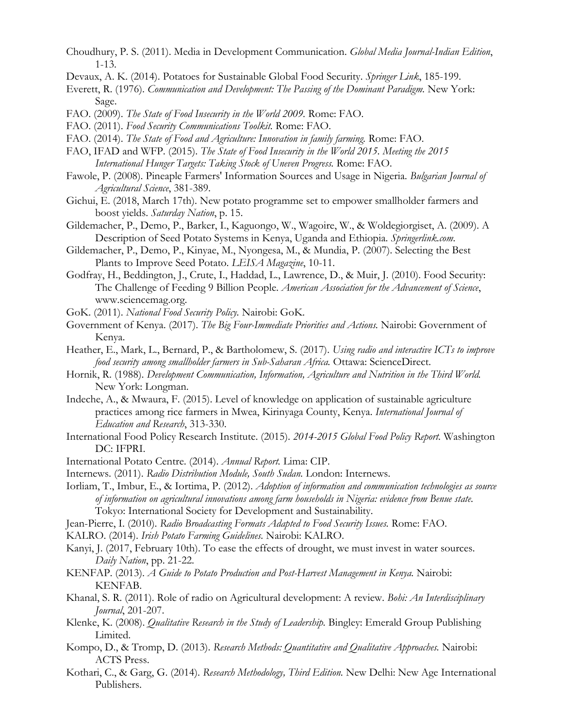Choudhury, P. S. (2011). Media in Development Communication. *Global Media Journal-Indian Edition*, 1-13.

Devaux, A. K. (2014). Potatoes for Sustainable Global Food Security. *Springer Link*, 185-199.

Everett, R. (1976). *Communication and Development: The Passing of the Dominant Paradigm.* New York: Sage.

FAO. (2009). *The State of Food Insecurity in the World 2009*. Rome: FAO.

FAO. (2011). *Food Security Communications Toolkit.* Rome: FAO.

FAO. (2014). *The State of Food and Agriculture: Innovation in family farming.* Rome: FAO.

FAO, IFAD and WFP. (2015). *The State of Food Insecurity in the World 2015. Meeting the 2015 International Hunger Targets: Taking Stock of Uneven Progress.* Rome: FAO.

Fawole, P. (2008). Pineaple Farmers' Information Sources and Usage in Nigeria. *Bulgarian Journal of Agricultural Science*, 381-389.

Gichui, E. (2018, March 17th). New potato programme set to empower smallholder farmers and boost yields. *Saturday Nation*, p. 15.

Gildemacher, P., Demo, P., Barker, I., Kaguongo, W., Wagoire, W., & Woldegiorgiset, A. (2009). A Description of Seed Potato Systems in Kenya, Uganda and Ethiopia. *Springerlink.com.*

Gildemacher, P., Demo, P., Kinyae, M., Nyongesa, M., & Mundia, P. (2007). Selecting the Best Plants to Improve Seed Potato. *LEISA Magazine*, 10-11.

Godfray, H., Beddington, J., Crute, I., Haddad, L., Lawrence, D., & Muir, J. (2010). Food Security: The Challenge of Feeding 9 Billion People. *American Association for the Advancement of Science*, www.sciencemag.org.

GoK. (2011). *National Food Security Policy.* Nairobi: GoK.

Government of Kenya. (2017). *The Big Four-Immediate Priorities and Actions.* Nairobi: Government of Kenya.

Heather, E., Mark, L., Bernard, P., & Bartholomew, S. (2017). *Using radio and interactive ICTs to improve food security among smallholder farmers in Sub-Saharan Africa.* Ottawa: ScienceDirect.

Hornik, R. (1988). *Development Communication, Information, Agriculture and Nutrition in the Third World.* New York: Longman.

Indeche, A., & Mwaura, F. (2015). Level of knowledge on application of sustainable agriculture practices among rice farmers in Mwea, Kirinyaga County, Kenya. *International Journal of Education and Research*, 313-330.

International Food Policy Research Institute. (2015). *2014-2015 Global Food Policy Report.* Washington DC: IFPRI.

International Potato Centre. (2014). *Annual Report.* Lima: CIP.

Internews. (2011). *Radio Distribution Module, South Sudan.* London: Internews.

Iorliam, T., Imbur, E., & Iortima, P. (2012). *Adoption of information and communication technologies as source of information on agricultural innovations among farm households in Nigeria: evidence from Benue state.* Tokyo: International Society for Development and Sustainability.

Jean-Pierre, I. (2010). *Radio Broadcasting Formats Adapted to Food Security Issues.* Rome: FAO.

KALRO. (2014). *Irish Potato Farming Guidelines*. Nairobi: KALRO.

Kanyi, J. (2017, February 10th). To ease the effects of drought, we must invest in water sources. *Daily Nation*, pp. 21-22.

KENFAP. (2013). *A Guide to Potato Production and Post-Harvest Management in Kenya.* Nairobi: KENFAB.

Khanal, S. R. (2011). Role of radio on Agricultural development: A review. *Bohi: An Interdisciplinary Journal*, 201-207.

Klenke, K. (2008). *Qualitative Research in the Study of Leadership.* Bingley: Emerald Group Publishing Limited.

Kompo, D., & Tromp, D. (2013). *Research Methods: Quantitative and Qualitative Approaches.* Nairobi: ACTS Press.

Kothari, C., & Garg, G. (2014). *Research Methodology, Third Edition.* New Delhi: New Age International Publishers.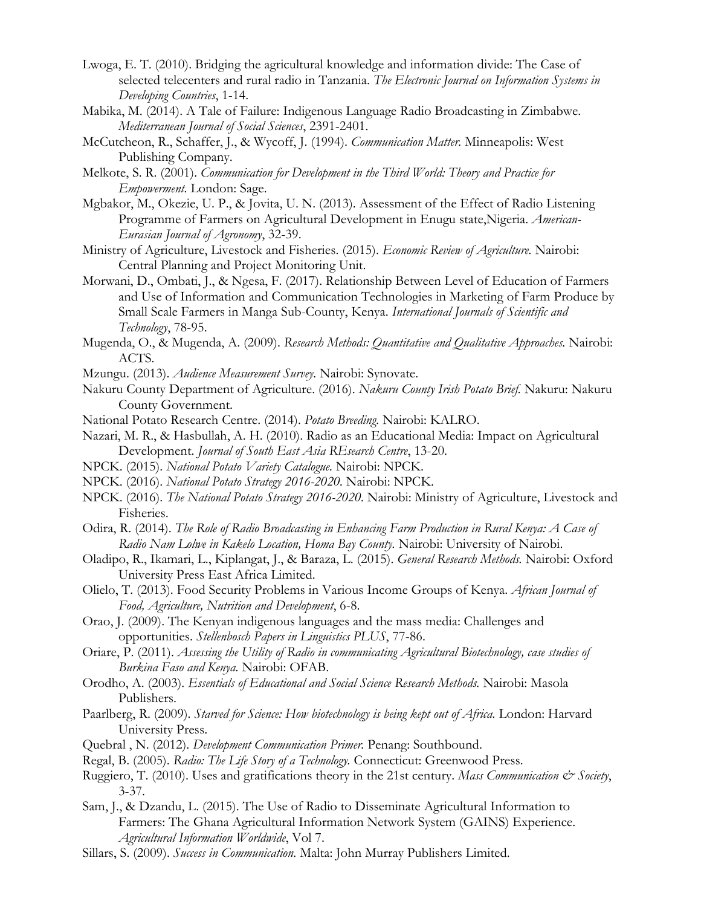Lwoga, E. T. (2010). Bridging the agricultural knowledge and information divide: The Case of selected telecenters and rural radio in Tanzania. *The Electronic Journal on Information Systems in Developing Countries*, 1-14.

Mabika, M. (2014). A Tale of Failure: Indigenous Language Radio Broadcasting in Zimbabwe. *Mediterranean Journal of Social Sciences*, 2391-2401.

McCutcheon, R., Schaffer, J., & Wycoff, J. (1994). *Communication Matter.* Minneapolis: West Publishing Company.

Melkote, S. R. (2001). *Communication for Development in the Third World: Theory and Practice for Empowerment.* London: Sage.

Mgbakor, M., Okezie, U. P., & Jovita, U. N. (2013). Assessment of the Effect of Radio Listening Programme of Farmers on Agricultural Development in Enugu state,Nigeria. *American-Eurasian Journal of Agronomy*, 32-39.

Ministry of Agriculture, Livestock and Fisheries. (2015). *Economic Review of Agriculture.* Nairobi: Central Planning and Project Monitoring Unit.

Morwani, D., Ombati, J., & Ngesa, F. (2017). Relationship Between Level of Education of Farmers and Use of Information and Communication Technologies in Marketing of Farm Produce by Small Scale Farmers in Manga Sub-County, Kenya. *International Journals of Scientific and Technology*, 78-95.

Mugenda, O., & Mugenda, A. (2009). *Research Methods: Quantitative and Qualitative Approaches.* Nairobi: ACTS.

Mzungu. (2013). *Audience Measurement Survey.* Nairobi: Synovate.

Nakuru County Department of Agriculture. (2016). *Nakuru County Irish Potato Brief.* Nakuru: Nakuru County Government.

National Potato Research Centre. (2014). *Potato Breeding.* Nairobi: KALRO.

Nazari, M. R., & Hasbullah, A. H. (2010). Radio as an Educational Media: Impact on Agricultural Development. *Journal of South East Asia REsearch Centre*, 13-20.

NPCK. (2015). *National Potato Variety Catalogue.* Nairobi: NPCK.

NPCK. (2016). *National Potato Strategy 2016-2020.* Nairobi: NPCK.

NPCK. (2016). *The National Potato Strategy 2016-2020.* Nairobi: Ministry of Agriculture, Livestock and Fisheries.

Odira, R. (2014). *The Role of Radio Broadcasting in Enhancing Farm Production in Rural Kenya: A Case of Radio Nam Lolwe in Kakelo Location, Homa Bay County.* Nairobi: University of Nairobi.

Oladipo, R., Ikamari, L., Kiplangat, J., & Baraza, L. (2015). *General Research Methods.* Nairobi: Oxford University Press East Africa Limited.

Olielo, T. (2013). Food Security Problems in Various Income Groups of Kenya. *African Journal of Food, Agriculture, Nutrition and Development*, 6-8.

Orao, J. (2009). The Kenyan indigenous languages and the mass media: Challenges and opportunities. *Stellenbosch Papers in Linguistics PLUS*, 77-86.

Oriare, P. (2011). *Assessing the Utility of Radio in communicating Agricultural Biotechnology, case studies of Burkina Faso and Kenya.* Nairobi: OFAB.

Orodho, A. (2003). *Essentials of Educational and Social Science Research Methods.* Nairobi: Masola Publishers.

Paarlberg, R. (2009). *Starved for Science: How biotechnology is being kept out of Africa.* London: Harvard University Press.

Quebral , N. (2012). *Development Communication Primer.* Penang: Southbound.

Regal, B. (2005). *Radio: The Life Story of a Technology.* Connecticut: Greenwood Press.

Ruggiero, T. (2010). Uses and gratifications theory in the 21st century. *Mass Communication & Society*, 3-37.

Sam, J., & Dzandu, L. (2015). The Use of Radio to Disseminate Agricultural Information to Farmers: The Ghana Agricultural Information Network System (GAINS) Experience. *Agricultural Information Worldwide*, Vol 7.

Sillars, S. (2009). *Success in Communication.* Malta: John Murray Publishers Limited.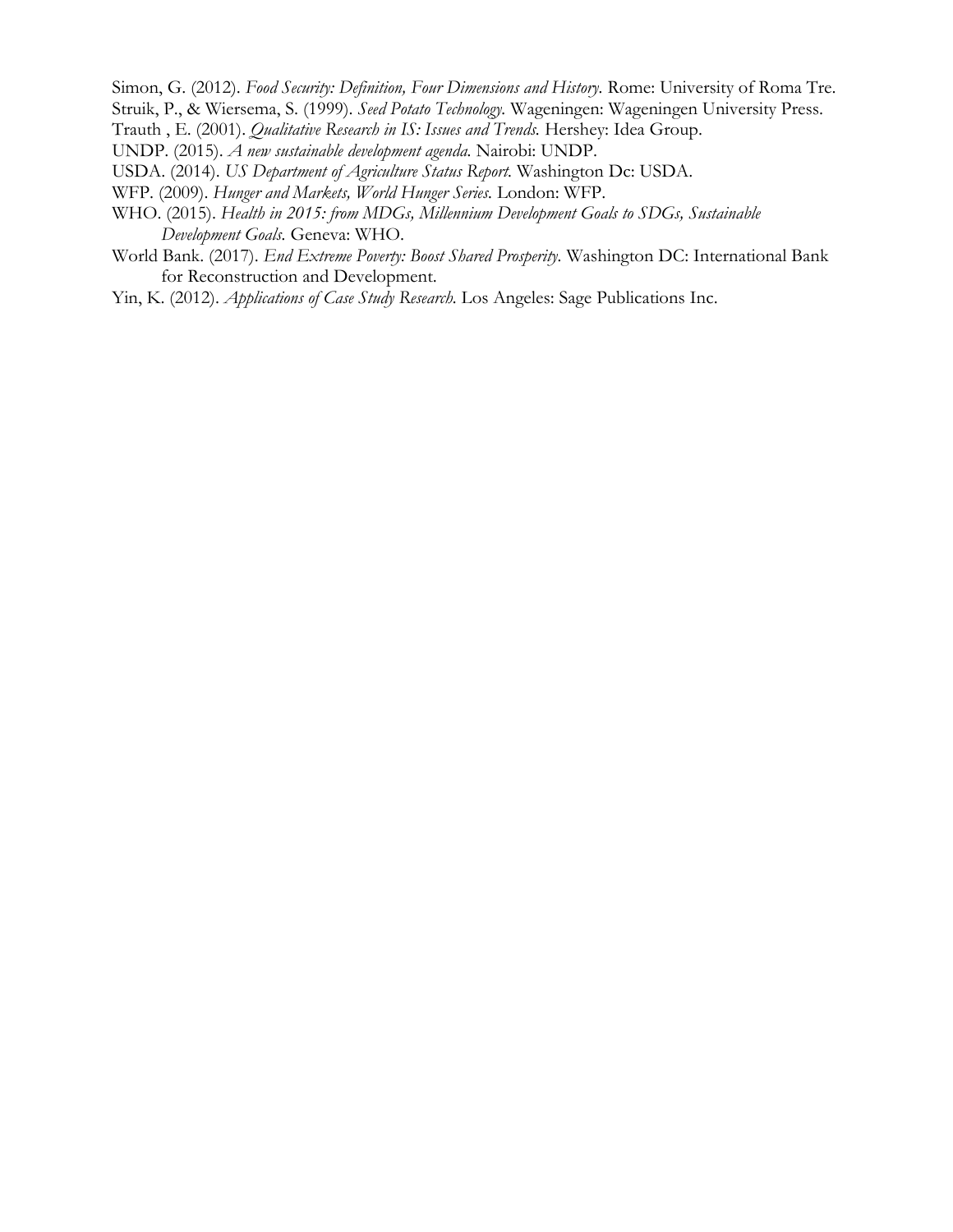Simon, G. (2012). *Food Security: Definition, Four Dimensions and History.* Rome: University of Roma Tre.

Struik, P., & Wiersema, S. (1999). *Seed Potato Technology.* Wageningen: Wageningen University Press.

Trauth , E. (2001). *Qualitative Research in IS: Issues and Trends.* Hershey: Idea Group.

UNDP. (2015). *A new sustainable development agenda.* Nairobi: UNDP.

USDA. (2014). *US Department of Agriculture Status Report.* Washington Dc: USDA.

WFP. (2009). *Hunger and Markets, World Hunger Series.* London: WFP.

WHO. (2015). *Health in 2015: from MDGs, Millennium Development Goals to SDGs, Sustainable Development Goals.* Geneva: WHO.

World Bank. (2017). *End Extreme Poverty: Boost Shared Prosperity.* Washington DC: International Bank for Reconstruction and Development.

Yin, K. (2012). *Applications of Case Study Research.* Los Angeles: Sage Publications Inc.